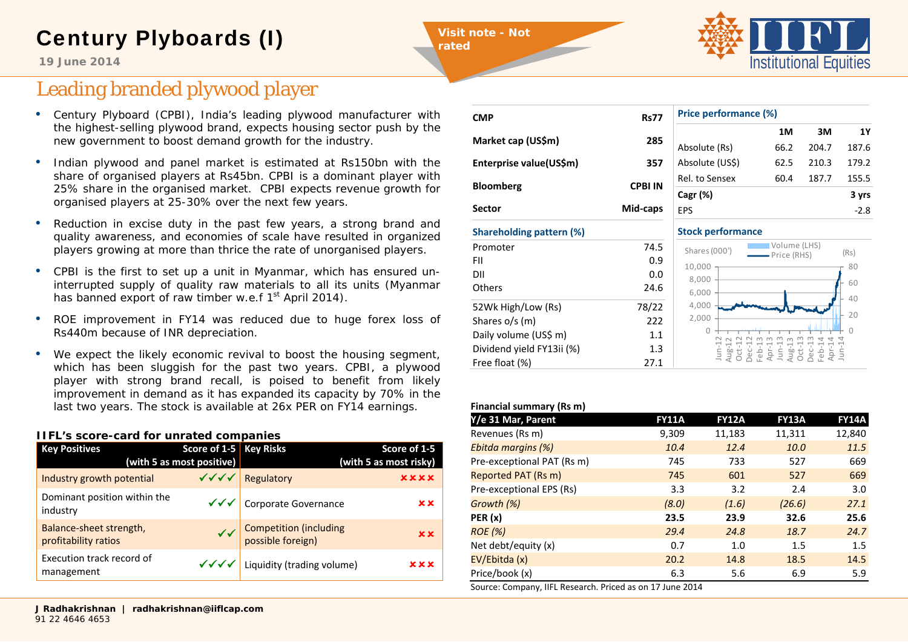# Century Plyboards (I)

19 June 2014

Visit note - Not rated

## Leading branded plywood player

- Century Plyboard (CPBI), India's leading plywood manufacturer with the highest-selling plywood brand, expects housing sector push by the new government to boost demand growth for the industry.
- Indian plywood and panel market is estimated at Rs150bn with the share of organised players at Rs45bn. CPBI is a dominant player with 25% share in the organised market. CPBI expects revenue growth for organised players at 25-30% over the next few years.
- Reduction in excise duty in the past few years, a strong brand and quality awareness, and economies of scale have resulted in organized players growing at more than thrice the rate of unorganised players.
- CPBI is the first to set up a unit in Myanmar, which has ensured un-interrupted supply of quality raw materials to all its units (Myanmar has banned export of raw timber w.e.f 1st April 2014).
- ROE improvement in FY14 was reduced due to huge forex loss of Rs440m because of INR depreciation.
- We expect the likely economic revival to boost the housing segment, which has been sluggish for the past two years. CPBI, a plywood player with strong brand recall, is poised to benefit from likely improvement in demand as it has expanded its capacity by 70% in the last two years. The stock is available at 26x PER on FY14 earnings.

### IIFL's score-card for unrated companies

| Key Positives | Score of 1-5 (with 5 as most positive) | Key Risks | Score of 1-5 (with 5 as most risky) |
|---|---|---|---|
| Industry growth potential | ✓✓✓✓ | Regulatory | ✗✗✗✗ |
| Dominant position within the industry | ✓✓✓ | Corporate Governance | ✗✗ |
| Balance-sheet strength, profitability ratios | ✓✓ | Competition (including possible foreign) | ✗✗ |
| Execution track record of management | ✓✓✓✓ | Liquidity (trading volume) | ✗✗✗ |

| | |
|---|---|
| CMP | Rs77 |
| Market cap (US$m) | 285 |
| Enterprise value(US$m) | 357 |
| Bloomberg | CPBI IN |
| Sector | Mid-caps |

**Shareholding pattern (%)**

| | |
|---|---|
| Promoter | 74.5 |
| FII | 0.9 |
| DII | 0.0 |
| Others | 24.6 |
| 52Wk High/Low (Rs) | 78/22 |
| Shares o/s (m) | 222 |
| Daily volume (US$ m) | 1.1 |
| Dividend yield FY13ii (%) | 1.3 |
| Free float (%) | 27.1 |

**Price performance (%)**

| | 1M | 3M | 1Y |
|---|---|---|---|
| Absolute (Rs) | 66.2 | 204.7 | 187.6 |
| Absolute (US$) | 62.5 | 210.3 | 179.2 |
| Rel. to Sensex | 60.4 | 187.7 | 155.5 |
| **Cagr (%)** | | | **3 yrs** |
| EPS | | | -2.8 |

**Stock performance**

**Financial summary (Rs m)**

| Y/e 31 Mar, Parent | FY11A | FY12A | FY13A | FY14A |
|---|---|---|---|---|
| Revenues (Rs m) | 9,309 | 11,183 | 11,311 | 12,840 |
| *Ebitda margins (%)* | *10.4* | *12.4* | *10.0* | *11.5* |
| Pre-exceptional PAT (Rs m) | 745 | 733 | 527 | 669 |
| Reported PAT (Rs m) | 745 | 601 | 527 | 669 |
| Pre-exceptional EPS (Rs) | 3.3 | 3.2 | 2.4 | 3.0 |
| *Growth (%)* | *(8.0)* | *(1.6)* | *(26.6)* | *27.1* |
| **PER (x)** | **23.5** | **23.9** | **32.6** | **25.6** |
| *ROE (%)* | *29.4* | *24.8* | *18.7* | *24.7* |
| Net debt/equity (x) | 0.7 | 1.0 | 1.5 | 1.5 |
| EV/Ebitda (x) | 20.2 | 14.8 | 18.5 | 14.5 |
| Price/book (x) | 6.3 | 5.6 | 6.9 | 5.9 |

Source: Company, IIFL Research. Priced as on 17 June 2014

**J Radhakrishnan | radhakrishnan@iiflcap.com**
91 22 4646 4653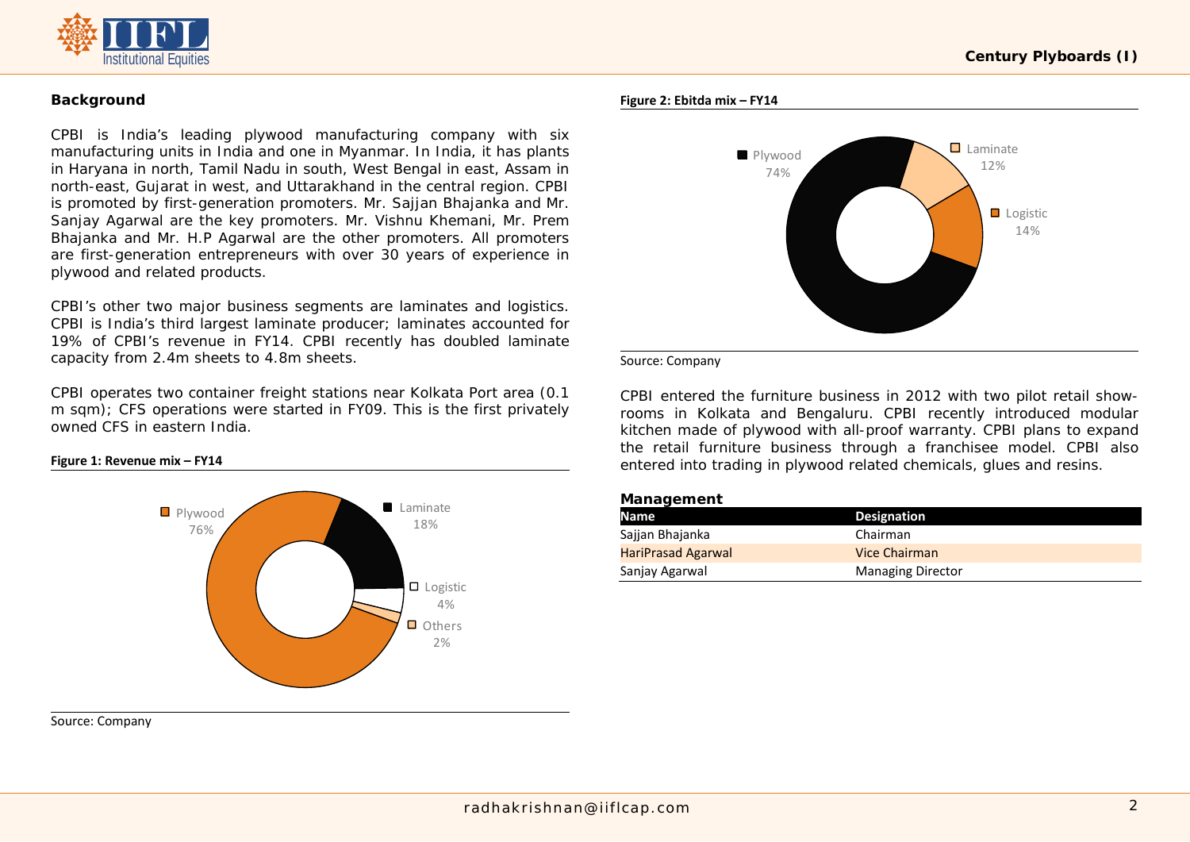## Background

CPBI is India's leading plywood manufacturing company with six manufacturing units in India and one in Myanmar. In India, it has plants in Haryana in north, Tamil Nadu in south, West Bengal in east, Assam in north-east, Gujarat in west, and Uttarakhand in the central region. CPBI is promoted by first-generation promoters. Mr. Sajjan Bhajanka and Mr. Sanjay Agarwal are the key promoters. Mr. Vishnu Khemani, Mr. Prem Bhajanka and Mr. H.P Agarwal are the other promoters. All promoters are first-generation entrepreneurs with over 30 years of experience in plywood and related products.

CPBI's other two major business segments are laminates and logistics. CPBI is India's third largest laminate producer; laminates accounted for 19% of CPBI's revenue in FY14. CPBI recently has doubled laminate capacity from 2.4m sheets to 4.8m sheets.

CPBI operates two container freight stations near Kolkata Port area (0.1 m sqm); CFS operations were started in FY09. This is the first privately owned CFS in eastern India.

**Figure 1: Revenue mix – FY14**

Plywood 76%, Laminate 18%, Logistic 4%, Others 2%

Source: Company

**Figure 2: Ebitda mix – FY14**

Plywood 74%, Laminate 12%, Logistic 14%

Source: Company

CPBI entered the furniture business in 2012 with two pilot retail show-rooms in Kolkata and Bengaluru. CPBI recently introduced modular kitchen made of plywood with all-proof warranty. CPBI plans to expand the retail furniture business through a franchisee model. CPBI also entered into trading in plywood related chemicals, glues and resins.

### Management

| Name | Designation |
|---|---|
| Sajjan Bhajanka | Chairman |
| HariPrasad Agarwal | Vice Chairman |
| Sanjay Agarwal | Managing Director |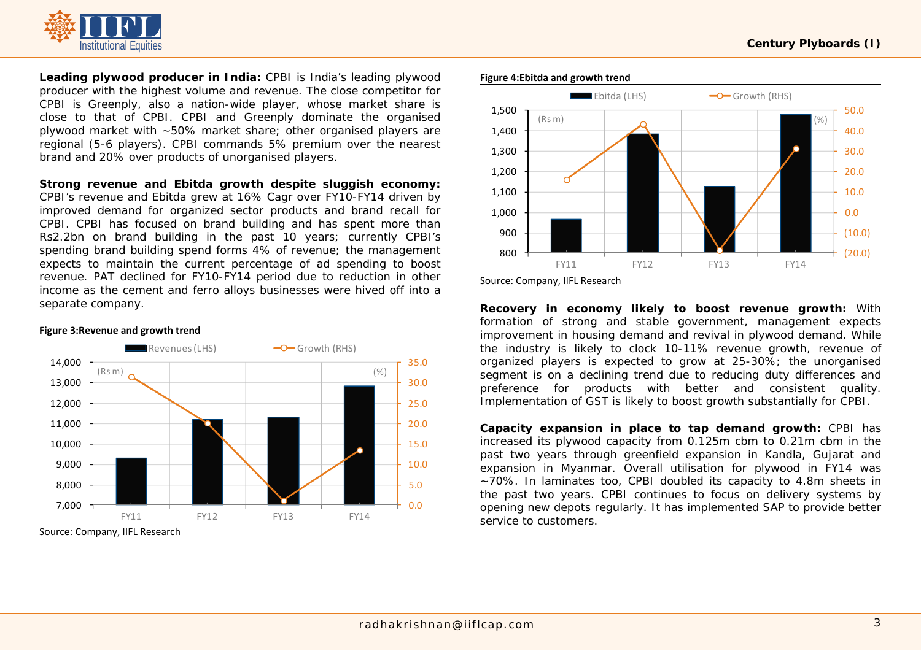**Leading plywood producer in India:** CPBI is India's leading plywood producer with the highest volume and revenue. The close competitor for CPBI is Greenply, also a nation-wide player, whose market share is close to that of CPBI. CPBI and Greenply dominate the organised plywood market with ~50% market share; other organised players are regional (5-6 players). CPBI commands 5% premium over the nearest brand and 20% over products of unorganised players.

**Strong revenue and Ebitda growth despite sluggish economy:** CPBI's revenue and Ebitda grew at 16% Cagr over FY10-FY14 driven by improved demand for organized sector products and brand recall for CPBI. CPBI has focused on brand building and has spent more than Rs2.2bn on brand building in the past 10 years; currently CPBI's spending brand building spend forms 4% of revenue; the management expects to maintain the current percentage of ad spending to boost revenue. PAT declined for FY10-FY14 period due to reduction in other income as the cement and ferro alloys businesses were hived off into a separate company.

**Figure 3:Revenue and growth trend**

Source: Company, IIFL Research

**Figure 4:Ebitda and growth trend**

Source: Company, IIFL Research

**Recovery in economy likely to boost revenue growth:** With formation of strong and stable government, management expects improvement in housing demand and revival in plywood demand. While the industry is likely to clock 10-11% revenue growth, revenue of organized players is expected to grow at 25-30%; the unorganised segment is on a declining trend due to reducing duty differences and preference for products with better and consistent quality. Implementation of GST is likely to boost growth substantially for CPBI.

**Capacity expansion in place to tap demand growth:** CPBI has increased its plywood capacity from 0.125m cbm to 0.21m cbm in the past two years through greenfield expansion in Kandla, Gujarat and expansion in Myanmar. Overall utilisation for plywood in FY14 was ~70%. In laminates too, CPBI doubled its capacity to 4.8m sheets in the past two years. CPBI continues to focus on delivery systems by opening new depots regularly. It has implemented SAP to provide better service to customers.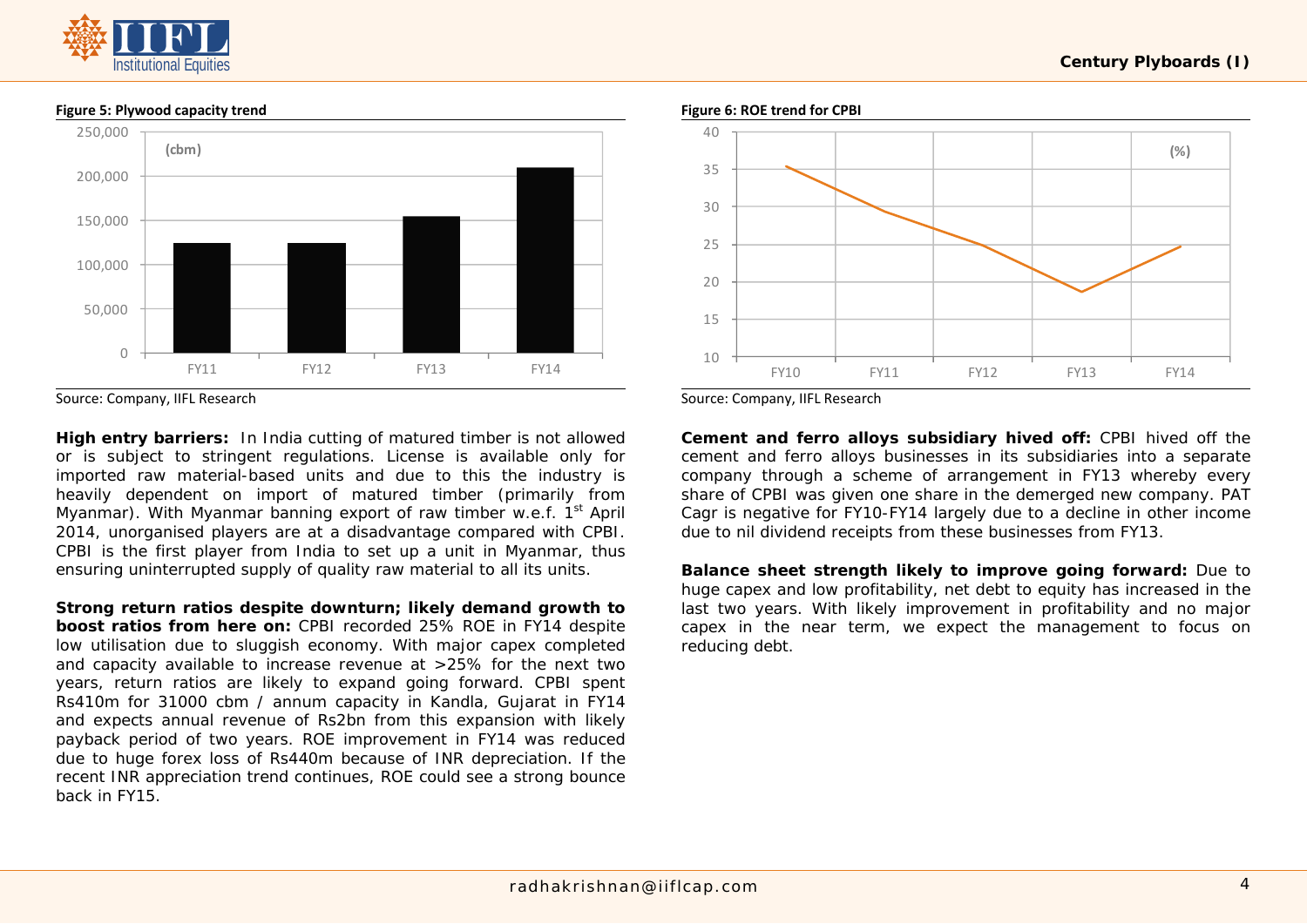**Figure 5: Plywood capacity trend**

Source: Company, IIFL Research

**Figure 6: ROE trend for CPBI**

Source: Company, IIFL Research

**High entry barriers:** In India cutting of matured timber is not allowed or is subject to stringent regulations. License is available only for imported raw material-based units and due to this the industry is heavily dependent on import of matured timber (primarily from Myanmar). With Myanmar banning export of raw timber w.e.f. 1st April 2014, unorganised players are at a disadvantage compared with CPBI. CPBI is the first player from India to set up a unit in Myanmar, thus ensuring uninterrupted supply of quality raw material to all its units.

**Strong return ratios despite downturn; likely demand growth to boost ratios from here on:** CPBI recorded 25% ROE in FY14 despite low utilisation due to sluggish economy. With major capex completed and capacity available to increase revenue at >25% for the next two years, return ratios are likely to expand going forward. CPBI spent Rs410m for 31000 cbm / annum capacity in Kandla, Gujarat in FY14 and expects annual revenue of Rs2bn from this expansion with likely payback period of two years. ROE improvement in FY14 was reduced due to huge forex loss of Rs440m because of INR depreciation. If the recent INR appreciation trend continues, ROE could see a strong bounce back in FY15.

**Cement and ferro alloys subsidiary hived off:** CPBI hived off the cement and ferro alloys businesses in its subsidiaries into a separate company through a scheme of arrangement in FY13 whereby every share of CPBI was given one share in the demerged new company. PAT Cagr is negative for FY10-FY14 largely due to a decline in other income due to nil dividend receipts from these businesses from FY13.

**Balance sheet strength likely to improve going forward:** Due to huge capex and low profitability, net debt to equity has increased in the last two years. With likely improvement in profitability and no major capex in the near term, we expect the management to focus on reducing debt.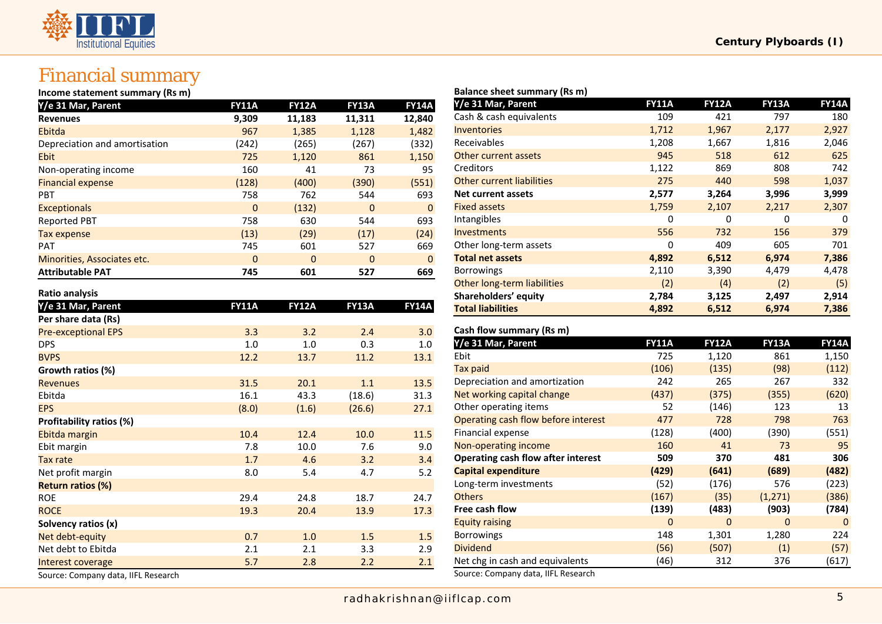# Financial summary

**Income statement summary (Rs m)**

| Y/e 31 Mar, Parent | FY11A | FY12A | FY13A | FY14A |
|---|---|---|---|---|
| **Revenues** | **9,309** | **11,183** | **11,311** | **12,840** |
| Ebitda | 967 | 1,385 | 1,128 | 1,482 |
| Depreciation and amortisation | (242) | (265) | (267) | (332) |
| Ebit | 725 | 1,120 | 861 | 1,150 |
| Non-operating income | 160 | 41 | 73 | 95 |
| Financial expense | (128) | (400) | (390) | (551) |
| PBT | 758 | 762 | 544 | 693 |
| Exceptionals | 0 | (132) | 0 | 0 |
| Reported PBT | 758 | 630 | 544 | 693 |
| Tax expense | (13) | (29) | (17) | (24) |
| PAT | 745 | 601 | 527 | 669 |
| Minorities, Associates etc. | 0 | 0 | 0 | 0 |
| **Attributable PAT** | **745** | **601** | **527** | **669** |

**Ratio analysis**

| Y/e 31 Mar, Parent | FY11A | FY12A | FY13A | FY14A |
|---|---|---|---|---|
| **Per share data (Rs)** | | | | |
| Pre-exceptional EPS | 3.3 | 3.2 | 2.4 | 3.0 |
| DPS | 1.0 | 1.0 | 0.3 | 1.0 |
| BVPS | 12.2 | 13.7 | 11.2 | 13.1 |
| **Growth ratios (%)** | | | | |
| Revenues | 31.5 | 20.1 | 1.1 | 13.5 |
| Ebitda | 16.1 | 43.3 | (18.6) | 31.3 |
| EPS | (8.0) | (1.6) | (26.6) | 27.1 |
| **Profitability ratios (%)** | | | | |
| Ebitda margin | 10.4 | 12.4 | 10.0 | 11.5 |
| Ebit margin | 7.8 | 10.0 | 7.6 | 9.0 |
| Tax rate | 1.7 | 4.6 | 3.2 | 3.4 |
| Net profit margin | 8.0 | 5.4 | 4.7 | 5.2 |
| **Return ratios (%)** | | | | |
| ROE | 29.4 | 24.8 | 18.7 | 24.7 |
| ROCE | 19.3 | 20.4 | 13.9 | 17.3 |
| **Solvency ratios (x)** | | | | |
| Net debt-equity | 0.7 | 1.0 | 1.5 | 1.5 |
| Net debt to Ebitda | 2.1 | 2.1 | 3.3 | 2.9 |
| Interest coverage | 5.7 | 2.8 | 2.2 | 2.1 |

Source: Company data, IIFL Research

**Balance sheet summary (Rs m)**

| Y/e 31 Mar, Parent | FY11A | FY12A | FY13A | FY14A |
|---|---|---|---|---|
| Cash & cash equivalents | 109 | 421 | 797 | 180 |
| Inventories | 1,712 | 1,967 | 2,177 | 2,927 |
| Receivables | 1,208 | 1,667 | 1,816 | 2,046 |
| Other current assets | 945 | 518 | 612 | 625 |
| Creditors | 1,122 | 869 | 808 | 742 |
| Other current liabilities | 275 | 440 | 598 | 1,037 |
| **Net current assets** | **2,577** | **3,264** | **3,996** | **3,999** |
| Fixed assets | 1,759 | 2,107 | 2,217 | 2,307 |
| Intangibles | 0 | 0 | 0 | 0 |
| Investments | 556 | 732 | 156 | 379 |
| Other long-term assets | 0 | 409 | 605 | 701 |
| **Total net assets** | **4,892** | **6,512** | **6,974** | **7,386** |
| Borrowings | 2,110 | 3,390 | 4,479 | 4,478 |
| Other long-term liabilities | (2) | (4) | (2) | (5) |
| **Shareholders' equity** | **2,784** | **3,125** | **2,497** | **2,914** |
| **Total liabilities** | **4,892** | **6,512** | **6,974** | **7,386** |

**Cash flow summary (Rs m)**

| Y/e 31 Mar, Parent | FY11A | FY12A | FY13A | FY14A |
|---|---|---|---|---|
| Ebit | 725 | 1,120 | 861 | 1,150 |
| Tax paid | (106) | (135) | (98) | (112) |
| Depreciation and amortization | 242 | 265 | 267 | 332 |
| Net working capital change | (437) | (375) | (355) | (620) |
| Other operating items | 52 | (146) | 123 | 13 |
| Operating cash flow before interest | 477 | 728 | 798 | 763 |
| Financial expense | (128) | (400) | (390) | (551) |
| Non-operating income | 160 | 41 | 73 | 95 |
| **Operating cash flow after interest** | **509** | **370** | **481** | **306** |
| **Capital expenditure** | **(429)** | **(641)** | **(689)** | **(482)** |
| Long-term investments | (52) | (176) | 576 | (223) |
| Others | (167) | (35) | (1,271) | (386) |
| **Free cash flow** | **(139)** | **(483)** | **(903)** | **(784)** |
| Equity raising | 0 | 0 | 0 | 0 |
| Borrowings | 148 | 1,301 | 1,280 | 224 |
| Dividend | (56) | (507) | (1) | (57) |
| Net chg in cash and equivalents | (46) | 312 | 376 | (617) |

Source: Company data, IIFL Research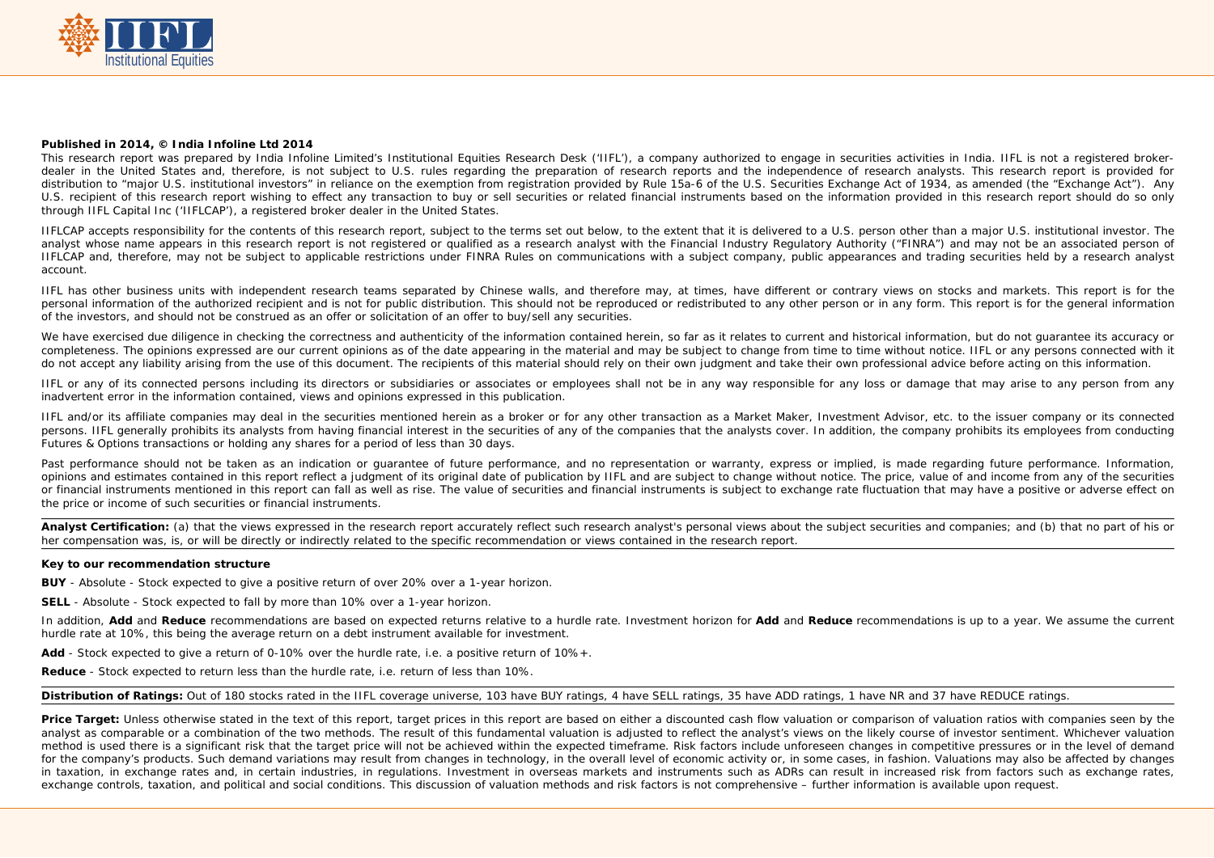**Published in 2014, © India Infoline Ltd 2014**

This research report was prepared by India Infoline Limited's Institutional Equities Research Desk ('IIFL'), a company authorized to engage in securities activities in India. IIFL is not a registered broker-dealer in the United States and, therefore, is not subject to U.S. rules regarding the preparation of research reports and the independence of research analysts. This research report is provided for distribution to "major U.S. institutional investors" in reliance on the exemption from registration provided by Rule 15a-6 of the U.S. Securities Exchange Act of 1934, as amended (the "Exchange Act"). Any U.S. recipient of this research report wishing to effect any transaction to buy or sell securities or related financial instruments based on the information provided in this research report should do so only through IIFL Capital Inc ('IIFLCAP'), a registered broker dealer in the United States.

IIFLCAP accepts responsibility for the contents of this research report, subject to the terms set out below, to the extent that it is delivered to a U.S. person other than a major U.S. institutional investor. The analyst whose name appears in this research report is not registered or qualified as a research analyst with the Financial Industry Regulatory Authority ("FINRA") and may not be an associated person of IIFLCAP and, therefore, may not be subject to applicable restrictions under FINRA Rules on communications with a subject company, public appearances and trading securities held by a research analyst account.

IIFL has other business units with independent research teams separated by Chinese walls, and therefore may, at times, have different or contrary views on stocks and markets. This report is for the personal information of the authorized recipient and is not for public distribution. This should not be reproduced or redistributed to any other person or in any form. This report is for the general information of the investors, and should not be construed as an offer or solicitation of an offer to buy/sell any securities.

We have exercised due diligence in checking the correctness and authenticity of the information contained herein, so far as it relates to current and historical information, but do not guarantee its accuracy or completeness. The opinions expressed are our current opinions as of the date appearing in the material and may be subject to change from time to time without notice. IIFL or any persons connected with it do not accept any liability arising from the use of this document. The recipients of this material should rely on their own judgment and take their own professional advice before acting on this information.

IIFL or any of its connected persons including its directors or subsidiaries or associates or employees shall not be in any way responsible for any loss or damage that may arise to any person from any inadvertent error in the information contained, views and opinions expressed in this publication.

IIFL and/or its affiliate companies may deal in the securities mentioned herein as a broker or for any other transaction as a Market Maker, Investment Advisor, etc. to the issuer company or its connected persons. IIFL generally prohibits its analysts from having financial interest in the securities of any of the companies that the analysts cover. In addition, the company prohibits its employees from conducting Futures & Options transactions or holding any shares for a period of less than 30 days.

Past performance should not be taken as an indication or guarantee of future performance, and no representation or warranty, express or implied, is made regarding future performance. Information, opinions and estimates contained in this report reflect a judgment of its original date of publication by IIFL and are subject to change without notice. The price, value of and income from any of the securities or financial instruments mentioned in this report can fall as well as rise. The value of securities and financial instruments is subject to exchange rate fluctuation that may have a positive or adverse effect on the price or income of such securities or financial instruments.

**Analyst Certification:** (a) that the views expressed in the research report accurately reflect such research analyst's personal views about the subject securities and companies; and (b) that no part of his or her compensation was, is, or will be directly or indirectly related to the specific recommendation or views contained in the research report.

**Key to our recommendation structure**

**BUY** - Absolute - Stock expected to give a positive return of over 20% over a 1-year horizon.

**SELL** - Absolute - Stock expected to fall by more than 10% over a 1-year horizon.

In addition, **Add** and **Reduce** recommendations are based on expected returns relative to a hurdle rate. Investment horizon for **Add** and **Reduce** recommendations is up to a year. We assume the current hurdle rate at 10%, this being the average return on a debt instrument available for investment.

**Add** - Stock expected to give a return of 0-10% over the hurdle rate, i.e. a positive return of 10%+.

**Reduce** - Stock expected to return less than the hurdle rate, i.e. return of less than 10%.

**Distribution of Ratings:** Out of 180 stocks rated in the IIFL coverage universe, 103 have BUY ratings, 4 have SELL ratings, 35 have ADD ratings, 1 have NR and 37 have REDUCE ratings.

**Price Target:** Unless otherwise stated in the text of this report, target prices in this report are based on either a discounted cash flow valuation or comparison of valuation ratios with companies seen by the analyst as comparable or a combination of the two methods. The result of this fundamental valuation is adjusted to reflect the analyst's views on the likely course of investor sentiment. Whichever valuation method is used there is a significant risk that the target price will not be achieved within the expected timeframe. Risk factors include unforeseen changes in competitive pressures or in the level of demand for the company's products. Such demand variations may result from changes in technology, in the overall level of economic activity or, in some cases, in fashion. Valuations may also be affected by changes in taxation, in exchange rates and, in certain industries, in regulations. Investment in overseas markets and instruments such as ADRs can result in increased risk from factors such as exchange rates, exchange controls, taxation, and political and social conditions. This discussion of valuation methods and risk factors is not comprehensive – further information is available upon request.